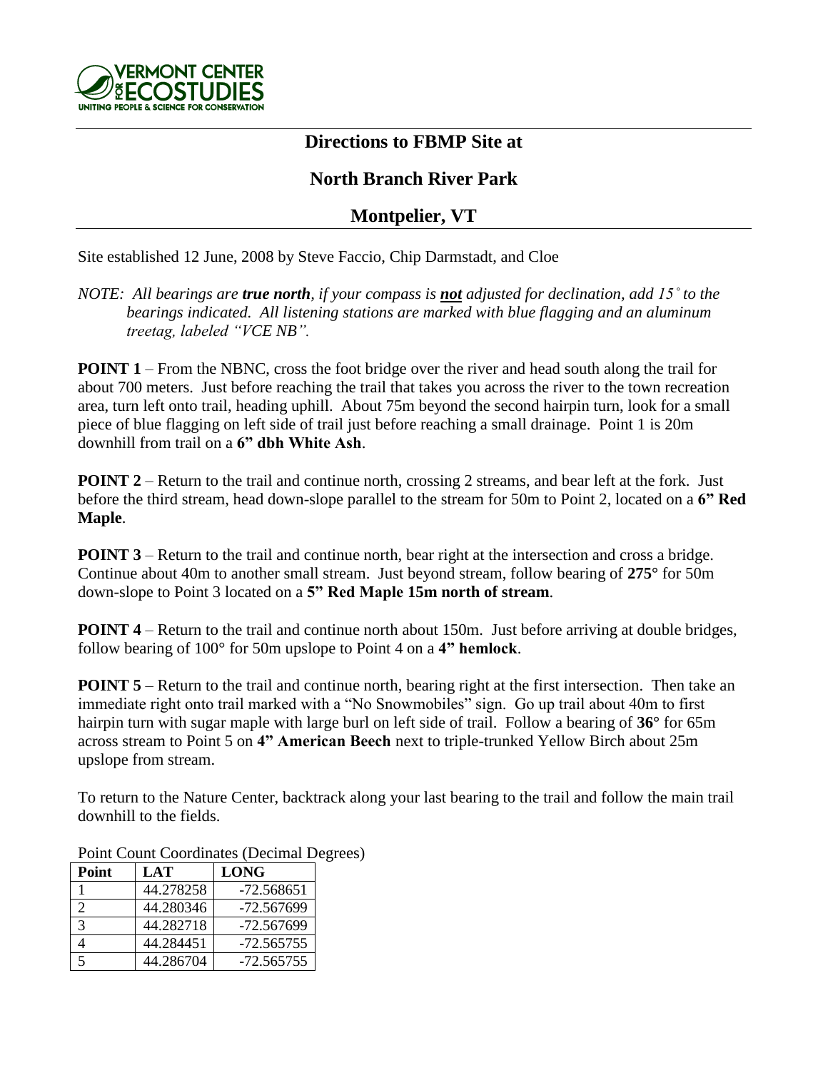**VERMONT CENTER FOR ECOSTUDIES**
UNITING PEOPLE & SCIENCE FOR CONSERVATION

# Directions to FBMP Site at

# North Branch River Park

# Montpelier, VT

Site established 12 June, 2008 by Steve Faccio, Chip Darmstadt, and Cloe

*NOTE: All bearings are **true north**, if your compass is **not** adjusted for declination, add 15˚ to the bearings indicated. All listening stations are marked with blue flagging and an aluminum treetag, labeled "VCE NB".*

**POINT 1** – From the NBNC, cross the foot bridge over the river and head south along the trail for about 700 meters. Just before reaching the trail that takes you across the river to the town recreation area, turn left onto trail, heading uphill. About 75m beyond the second hairpin turn, look for a small piece of blue flagging on left side of trail just before reaching a small drainage. Point 1 is 20m downhill from trail on a **6" dbh White Ash**.

**POINT 2** – Return to the trail and continue north, crossing 2 streams, and bear left at the fork. Just before the third stream, head down-slope parallel to the stream for 50m to Point 2, located on a **6" Red Maple**.

**POINT 3** – Return to the trail and continue north, bear right at the intersection and cross a bridge. Continue about 40m to another small stream. Just beyond stream, follow bearing of **275°** for 50m down-slope to Point 3 located on a **5" Red Maple 15m north of stream**.

**POINT 4** – Return to the trail and continue north about 150m. Just before arriving at double bridges, follow bearing of 100° for 50m upslope to Point 4 on a **4" hemlock**.

**POINT 5** – Return to the trail and continue north, bearing right at the first intersection. Then take an immediate right onto trail marked with a "No Snowmobiles" sign. Go up trail about 40m to first hairpin turn with sugar maple with large burl on left side of trail. Follow a bearing of **36°** for 65m across stream to Point 5 on **4" American Beech** next to triple-trunked Yellow Birch about 25m upslope from stream.

To return to the Nature Center, backtrack along your last bearing to the trail and follow the main trail downhill to the fields.

Point Count Coordinates (Decimal Degrees)

| Point | LAT | LONG |
|---|---|---|
| 1 | 44.278258 | -72.568651 |
| 2 | 44.280346 | -72.567699 |
| 3 | 44.282718 | -72.567699 |
| 4 | 44.284451 | -72.565755 |
| 5 | 44.286704 | -72.565755 |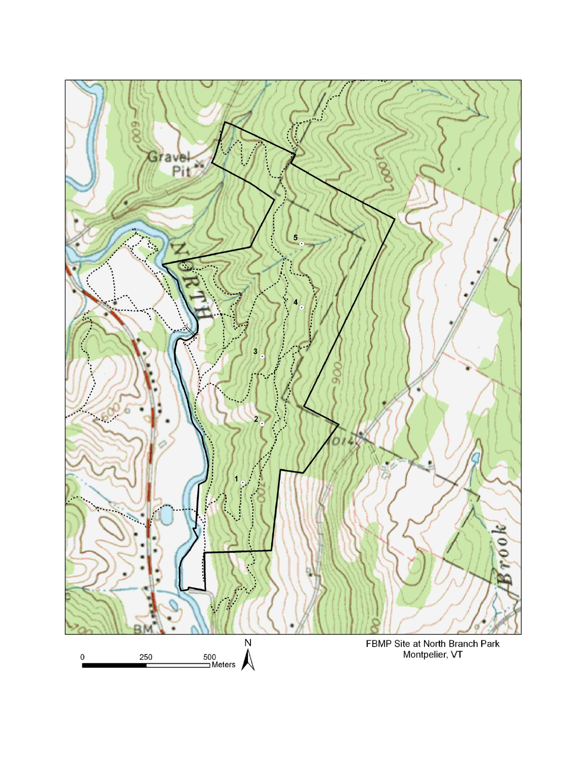0 250 500
Meters

N

FBMP Site at North Branch Park
Montpelier, VT